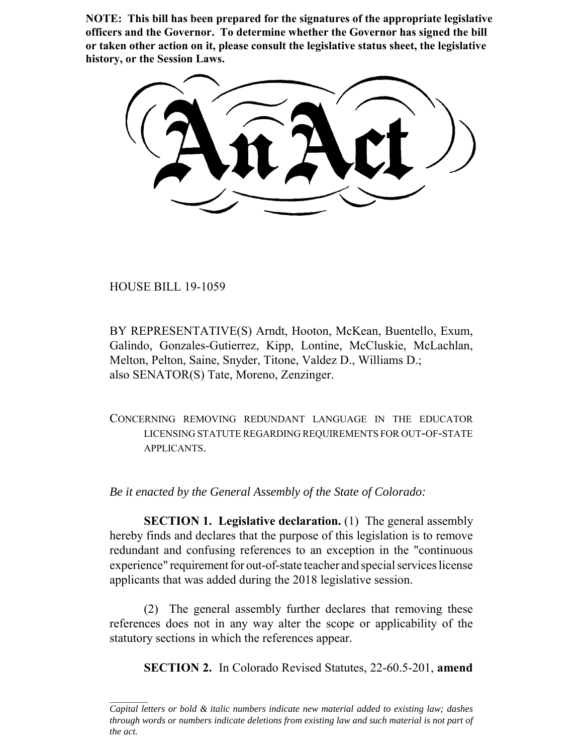**NOTE: This bill has been prepared for the signatures of the appropriate legislative officers and the Governor. To determine whether the Governor has signed the bill or taken other action on it, please consult the legislative status sheet, the legislative history, or the Session Laws.**

# An Act

HOUSE BILL 19-1059

BY REPRESENTATIVE(S) Arndt, Hooton, McKean, Buentello, Exum, Galindo, Gonzales-Gutierrez, Kipp, Lontine, McCluskie, McLachlan, Melton, Pelton, Saine, Snyder, Titone, Valdez D., Williams D.; also SENATOR(S) Tate, Moreno, Zenzinger.

CONCERNING REMOVING REDUNDANT LANGUAGE IN THE EDUCATOR LICENSING STATUTE REGARDING REQUIREMENTS FOR OUT-OF-STATE APPLICANTS.

*Be it enacted by the General Assembly of the State of Colorado:*

**SECTION 1. Legislative declaration.** (1) The general assembly hereby finds and declares that the purpose of this legislation is to remove redundant and confusing references to an exception in the "continuous experience" requirement for out-of-state teacher and special services license applicants that was added during the 2018 legislative session.

(2) The general assembly further declares that removing these references does not in any way alter the scope or applicability of the statutory sections in which the references appear.

**SECTION 2.** In Colorado Revised Statutes, 22-60.5-201, **amend**

---

*Capital letters or bold & italic numbers indicate new material added to existing law; dashes through words or numbers indicate deletions from existing law and such material is not part of the act.*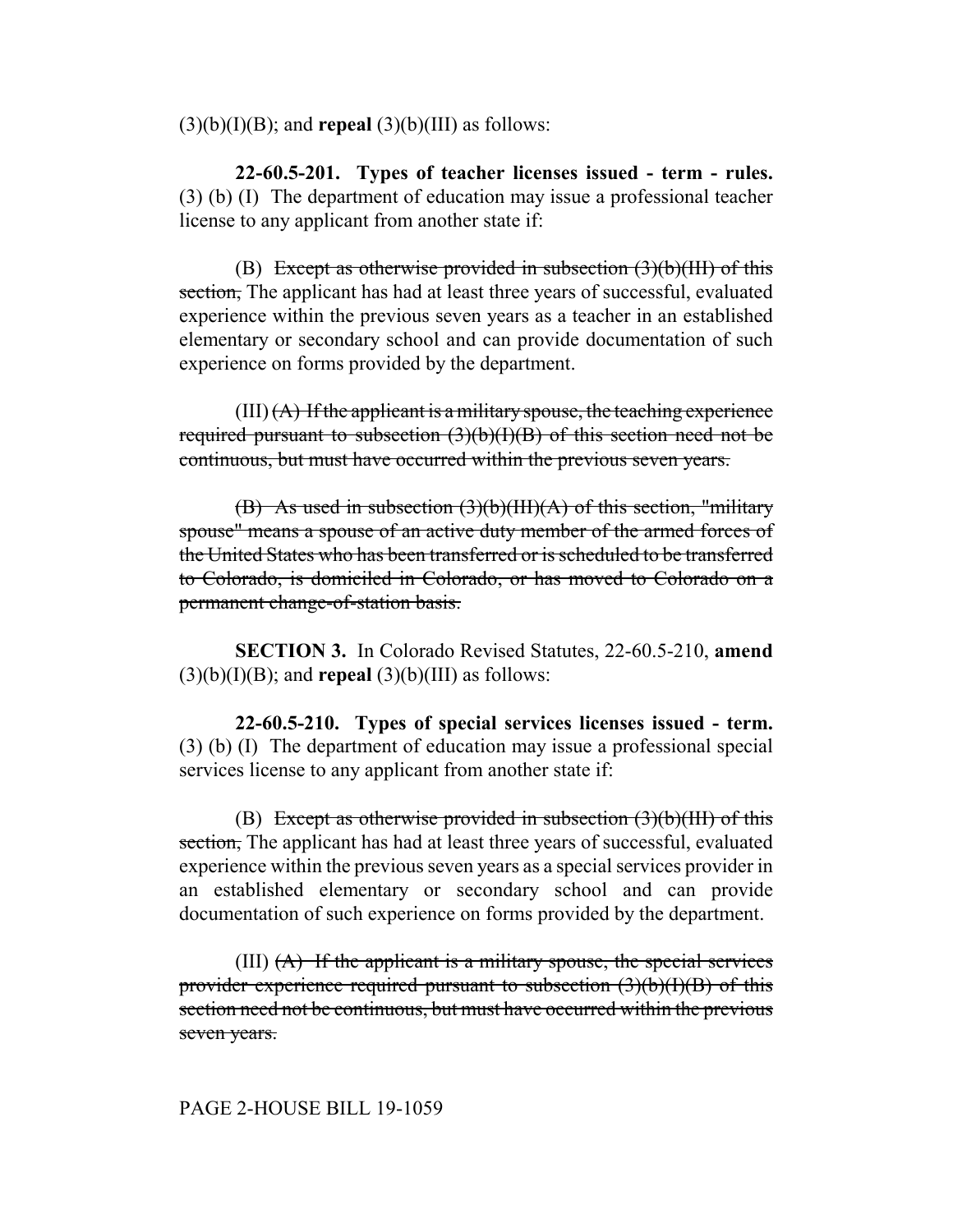(3)(b)(I)(B); and **repeal** (3)(b)(III) as follows:

**22-60.5-201. Types of teacher licenses issued - term - rules.** (3) (b) (I) The department of education may issue a professional teacher license to any applicant from another state if:

(B) ~~Except as otherwise provided in subsection (3)(b)(III) of this section,~~ The applicant has had at least three years of successful, evaluated experience within the previous seven years as a teacher in an established elementary or secondary school and can provide documentation of such experience on forms provided by the department.

(III) ~~(A) If the applicant is a military spouse, the teaching experience required pursuant to subsection (3)(b)(I)(B) of this section need not be continuous, but must have occurred within the previous seven years.~~

~~(B) As used in subsection (3)(b)(III)(A) of this section, "military spouse" means a spouse of an active duty member of the armed forces of the United States who has been transferred or is scheduled to be transferred to Colorado, is domiciled in Colorado, or has moved to Colorado on a permanent change-of-station basis.~~

**SECTION 3.** In Colorado Revised Statutes, 22-60.5-210, **amend** (3)(b)(I)(B); and **repeal** (3)(b)(III) as follows:

**22-60.5-210. Types of special services licenses issued - term.** (3) (b) (I) The department of education may issue a professional special services license to any applicant from another state if:

(B) ~~Except as otherwise provided in subsection (3)(b)(III) of this section,~~ The applicant has had at least three years of successful, evaluated experience within the previous seven years as a special services provider in an established elementary or secondary school and can provide documentation of such experience on forms provided by the department.

(III) ~~(A) If the applicant is a military spouse, the special services provider experience required pursuant to subsection (3)(b)(I)(B) of this section need not be continuous, but must have occurred within the previous seven years.~~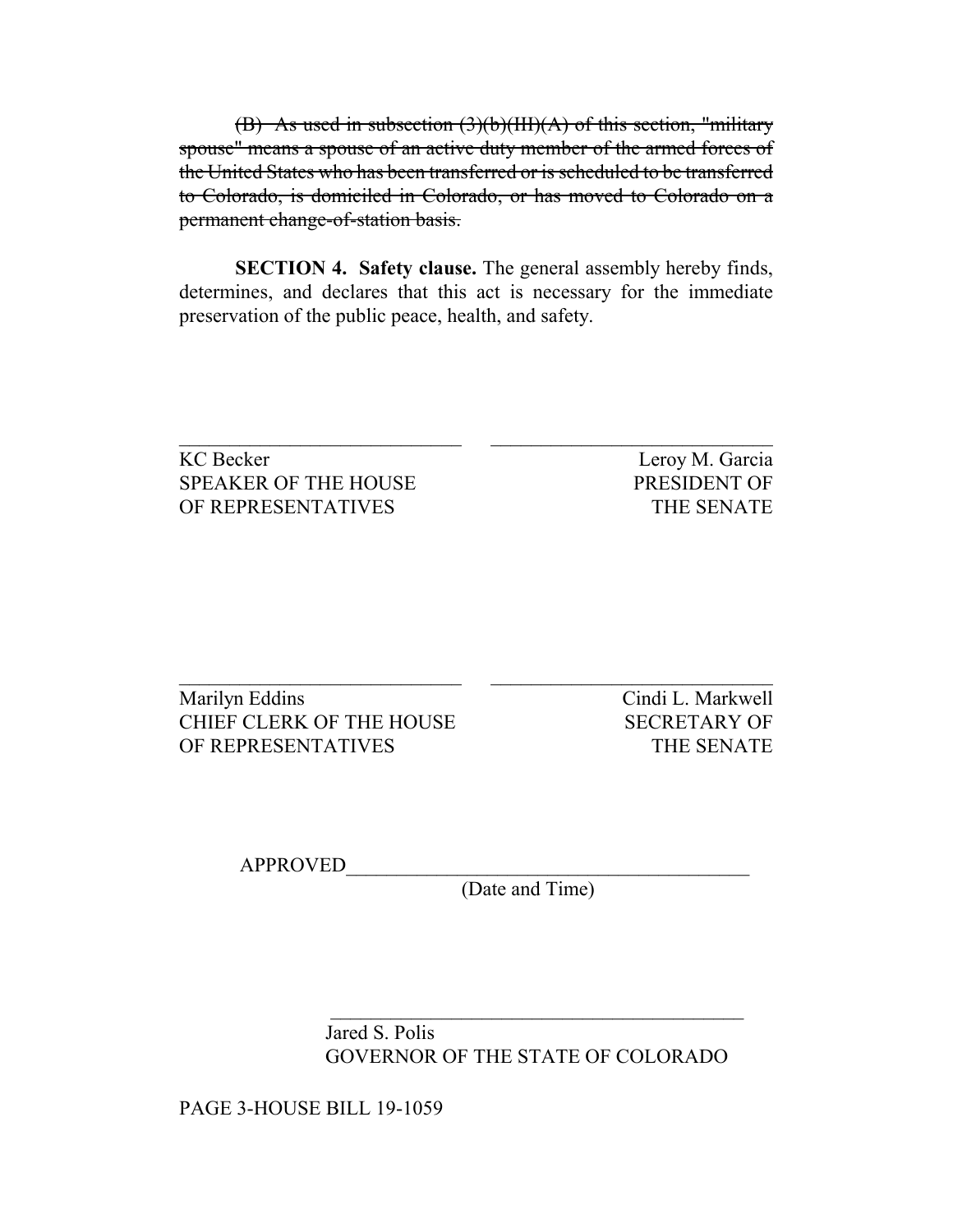~~(B) As used in subsection (3)(b)(III)(A) of this section, "military spouse" means a spouse of an active duty member of the armed forces of the United States who has been transferred or is scheduled to be transferred to Colorado, is domiciled in Colorado, or has moved to Colorado on a permanent change-of-station basis.~~

**SECTION 4. Safety clause.** The general assembly hereby finds, determines, and declares that this act is necessary for the immediate preservation of the public peace, health, and safety.

| | |
|---|---|
| \_\_\_\_\_\_\_\_\_\_\_\_\_\_\_\_\_\_\_\_\_\_\_\_\_\_\_\_ | \_\_\_\_\_\_\_\_\_\_\_\_\_\_\_\_\_\_\_\_\_\_\_\_\_\_\_\_ |
| KC Becker<br>SPEAKER OF THE HOUSE<br>OF REPRESENTATIVES | Leroy M. Garcia<br>PRESIDENT OF<br>THE SENATE |
| \_\_\_\_\_\_\_\_\_\_\_\_\_\_\_\_\_\_\_\_\_\_\_\_\_\_\_\_ | \_\_\_\_\_\_\_\_\_\_\_\_\_\_\_\_\_\_\_\_\_\_\_\_\_\_\_\_ |
| Marilyn Eddins<br>CHIEF CLERK OF THE HOUSE<br>OF REPRESENTATIVES | Cindi L. Markwell<br>SECRETARY OF<br>THE SENATE |

APPROVED\_\_\_\_\_\_\_\_\_\_\_\_\_\_\_\_\_\_\_\_\_\_\_\_\_\_\_\_\_\_\_\_\_\_\_\_\_\_\_\_
(Date and Time)

\_\_\_\_\_\_\_\_\_\_\_\_\_\_\_\_\_\_\_\_\_\_\_\_\_\_\_\_\_\_\_\_\_\_\_\_\_\_\_\_\_\_
Jared S. Polis
GOVERNOR OF THE STATE OF COLORADO

PAGE 3-HOUSE BILL 19-1059